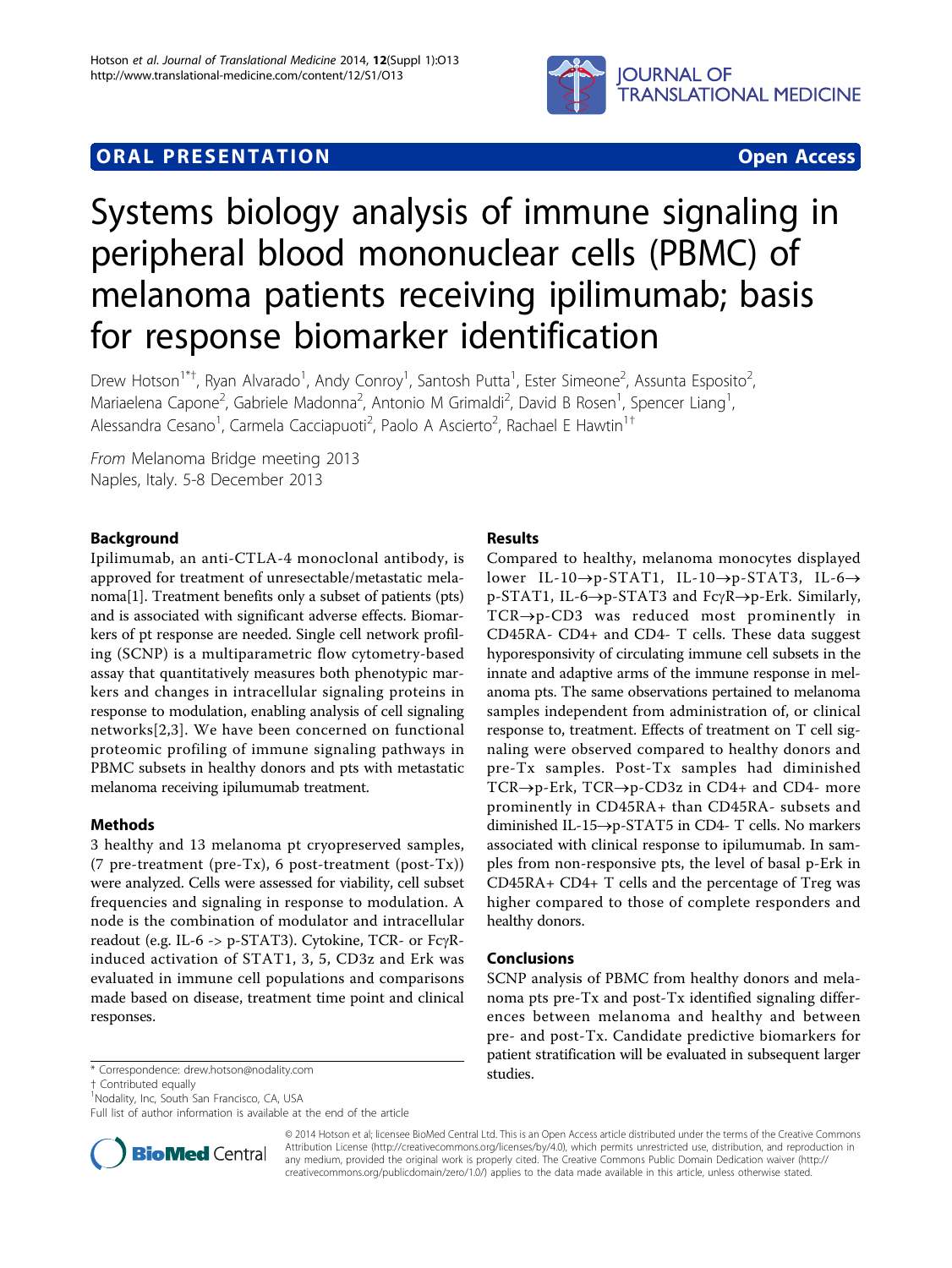# Systems biology analysis of immune signaling in peripheral blood mononuclear cells (PBMC) of melanoma patients receiving ipilimumab; basis for response biomarker identification

**ORAL PRESENTATION** **Open Access**

Drew Hotson[1*†], Ryan Alvarado[1], Andy Conroy[1], Santosh Putta[1], Ester Simeone[2], Assunta Esposito[2], Mariaelena Capone[2], Gabriele Madonna[2], Antonio M Grimaldi[2], David B Rosen[1], Spencer Liang[1], Alessandra Cesano[1], Carmela Cacciapuoti[2], Paolo A Ascierto[2], Rachael E Hawtin[1†]

*From* Melanoma Bridge meeting 2013
Naples, Italy. 5-8 December 2013

## Background

Ipilimumab, an anti-CTLA-4 monoclonal antibody, is approved for treatment of unresectable/metastatic melanoma[1]. Treatment benefits only a subset of patients (pts) and is associated with significant adverse effects. Biomarkers of pt response are needed. Single cell network profiling (SCNP) is a multiparametric flow cytometry-based assay that quantitatively measures both phenotypic markers and changes in intracellular signaling proteins in response to modulation, enabling analysis of cell signaling networks[2,3]. We have been concerned on functional proteomic profiling of immune signaling pathways in PBMC subsets in healthy donors and pts with metastatic melanoma receiving ipilumumab treatment.

## Methods

3 healthy and 13 melanoma pt cryopreserved samples, (7 pre-treatment (pre-Tx), 6 post-treatment (post-Tx)) were analyzed. Cells were assessed for viability, cell subset frequencies and signaling in response to modulation. A node is the combination of modulator and intracellular readout (e.g. IL-6 -> p-STAT3). Cytokine, TCR- or FcγR-induced activation of STAT1, 3, 5, CD3z and Erk was evaluated in immune cell populations and comparisons made based on disease, treatment time point and clinical responses.

## Results

Compared to healthy, melanoma monocytes displayed lower IL-10→p-STAT1, IL-10→p-STAT3, IL-6→p-STAT1, IL-6→p-STAT3 and FcγR→p-Erk. Similarly, TCR→p-CD3 was reduced most prominently in CD45RA- CD4+ and CD4- T cells. These data suggest hyporesponsivity of circulating immune cell subsets in the innate and adaptive arms of the immune response in melanoma pts. The same observations pertained to melanoma samples independent from administration of, or clinical response to, treatment. Effects of treatment on T cell signaling were observed compared to healthy donors and pre-Tx samples. Post-Tx samples had diminished TCR→p-Erk, TCR→p-CD3z in CD4+ and CD4- more prominently in CD45RA+ than CD45RA- subsets and diminished IL-15→p-STAT5 in CD4- T cells. No markers associated with clinical response to ipilumumab. In samples from non-responsive pts, the level of basal p-Erk in CD45RA+ CD4+ T cells and the percentage of Treg was higher compared to those of complete responders and healthy donors.

## Conclusions

SCNP analysis of PBMC from healthy donors and melanoma pts pre-Tx and post-Tx identified signaling differences between melanoma and healthy and between pre- and post-Tx. Candidate predictive biomarkers for patient stratification will be evaluated in subsequent larger studies.

\* Correspondence: drew.hotson@nodality.com
† Contributed equally
[1]Nodality, Inc, South San Francisco, CA, USA
Full list of author information is available at the end of the article

© 2014 Hotson et al; licensee BioMed Central Ltd. This is an Open Access article distributed under the terms of the Creative Commons Attribution License (http://creativecommons.org/licenses/by/4.0), which permits unrestricted use, distribution, and reproduction in any medium, provided the original work is properly cited. The Creative Commons Public Domain Dedication waiver (http://creativecommons.org/publicdomain/zero/1.0/) applies to the data made available in this article, unless otherwise stated.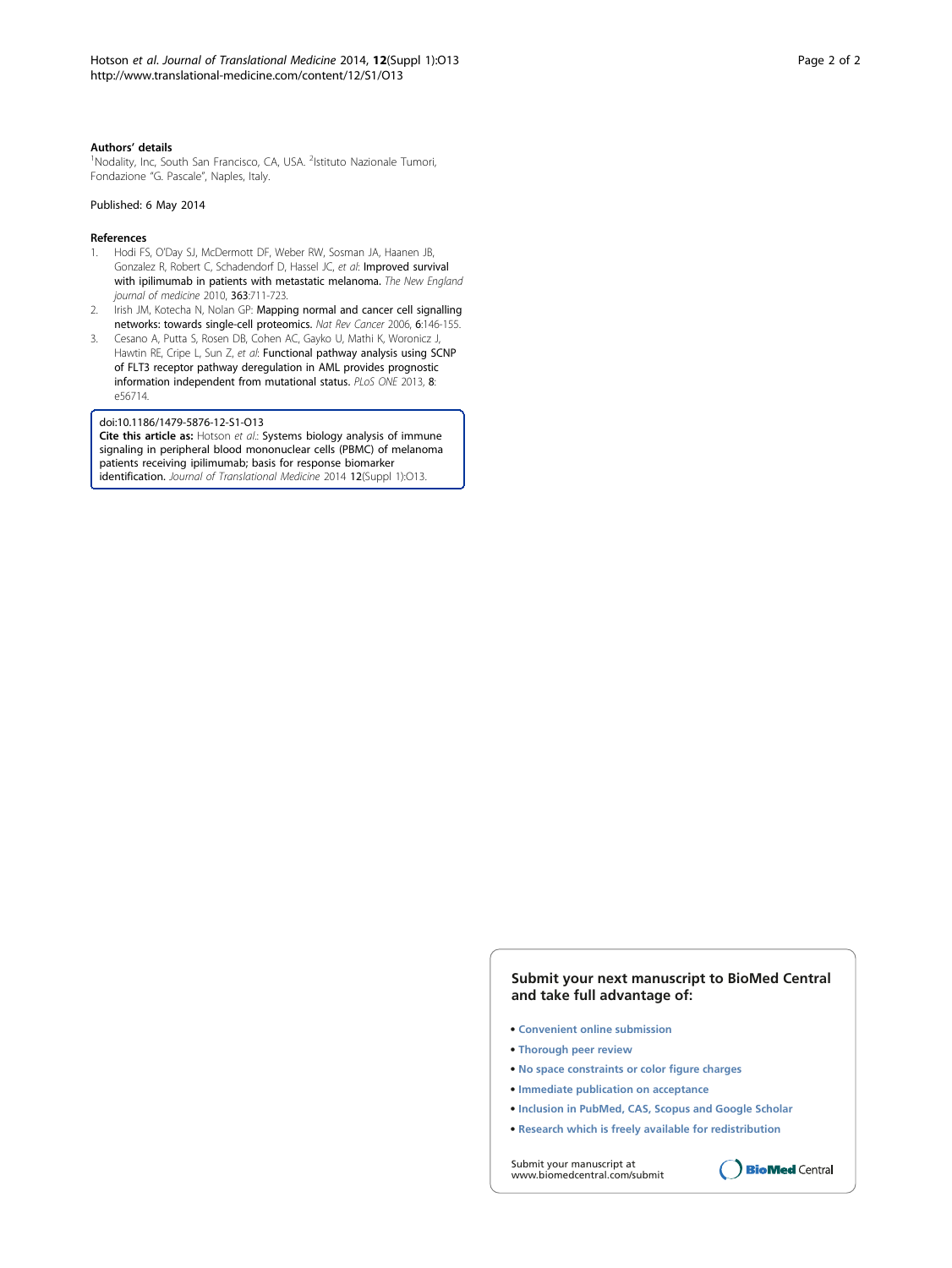#### Authors' details

[1]Nodality, Inc, South San Francisco, CA, USA. [2]Istituto Nazionale Tumori, Fondazione "G. Pascale", Naples, Italy.

Published: 6 May 2014

#### References

1. Hodi FS, O'Day SJ, McDermott DF, Weber RW, Sosman JA, Haanen JB, Gonzalez R, Robert C, Schadendorf D, Hassel JC, *et al*: **Improved survival with ipilimumab in patients with metastatic melanoma.** *The New England journal of medicine* 2010, **363**:711-723.
2. Irish JM, Kotecha N, Nolan GP: **Mapping normal and cancer cell signalling networks: towards single-cell proteomics.** *Nat Rev Cancer* 2006, **6**:146-155.
3. Cesano A, Putta S, Rosen DB, Cohen AC, Gayko U, Mathi K, Woronicz J, Hawtin RE, Cripe L, Sun Z, *et al*: **Functional pathway analysis using SCNP of FLT3 receptor pathway deregulation in AML provides prognostic information independent from mutational status.** *PLoS ONE* 2013, **8**: e56714.

doi:10.1186/1479-5876-12-S1-O13

**Cite this article as:** Hotson *et al.*: Systems biology analysis of immune signaling in peripheral blood mononuclear cells (PBMC) of melanoma patients receiving ipilimumab; basis for response biomarker identification. *Journal of Translational Medicine* 2014 **12**(Suppl 1):O13.

**Submit your next manuscript to BioMed Central and take full advantage of:**

- **Convenient online submission**
- **Thorough peer review**
- **No space constraints or color figure charges**
- **Immediate publication on acceptance**
- **Inclusion in PubMed, CAS, Scopus and Google Scholar**
- **Research which is freely available for redistribution**

Submit your manuscript at www.biomedcentral.com/submit

BioMed Central